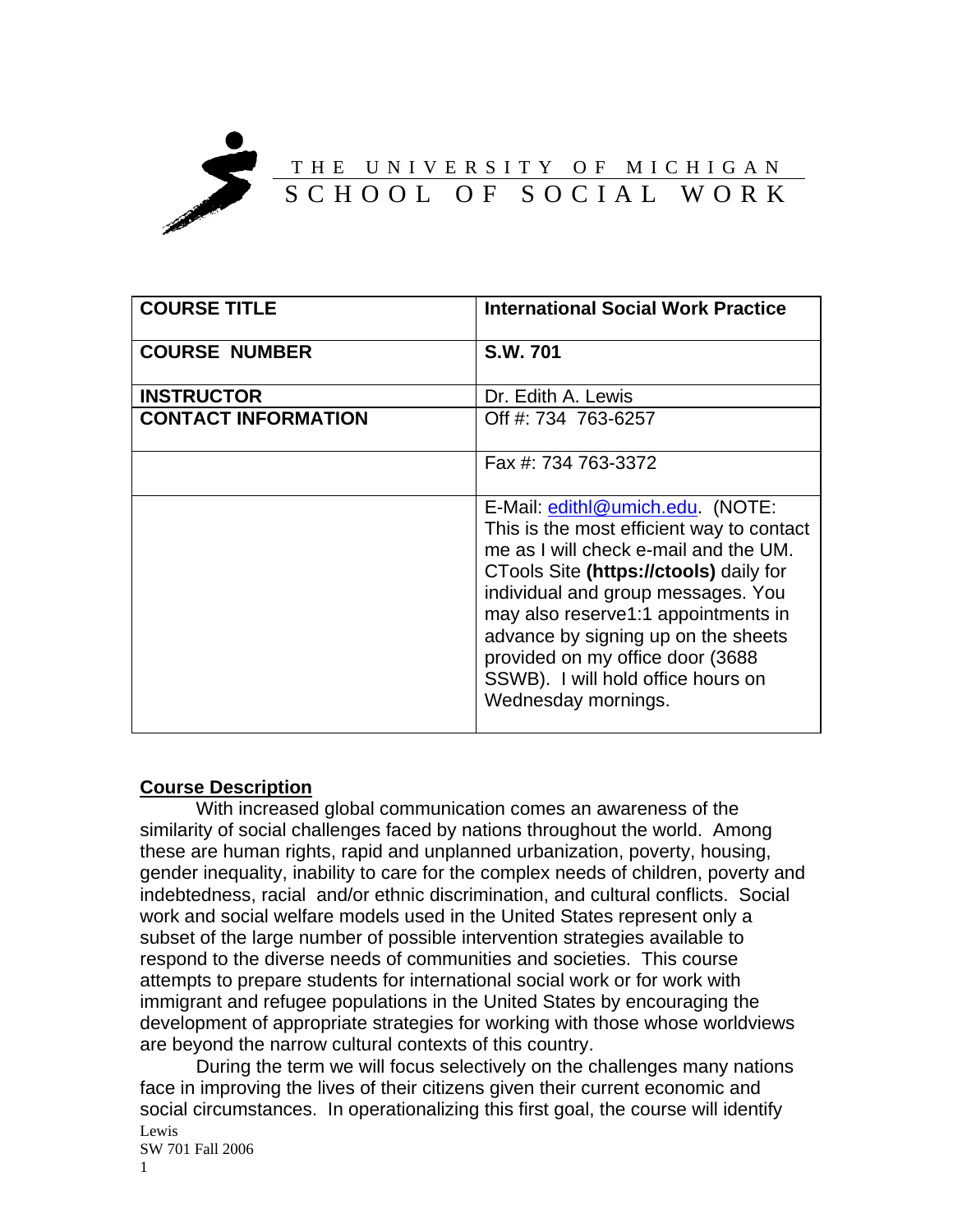THE UNIVERSITY OF MICHIGAN

SCHOOL OF SOCIAL WORK

| COURSE TITLE | International Social Work Practice |
|---|---|
| COURSE NUMBER | S.W. 701 |
| INSTRUCTOR | Dr. Edith A. Lewis |
| CONTACT INFORMATION | Off #: 734 763-6257 |
| | Fax #: 734 763-3372 |
| | E-Mail: edithl@umich.edu. (NOTE: This is the most efficient way to contact me as I will check e-mail and the UM. CTools Site **(https://ctools)** daily for individual and group messages. You may also reserve1:1 appointments in advance by signing up on the sheets provided on my office door (3688 SSWB). I will hold office hours on Wednesday mornings. |

## Course Description

With increased global communication comes an awareness of the similarity of social challenges faced by nations throughout the world. Among these are human rights, rapid and unplanned urbanization, poverty, housing, gender inequality, inability to care for the complex needs of children, poverty and indebtedness, racial and/or ethnic discrimination, and cultural conflicts. Social work and social welfare models used in the United States represent only a subset of the large number of possible intervention strategies available to respond to the diverse needs of communities and societies. This course attempts to prepare students for international social work or for work with immigrant and refugee populations in the United States by encouraging the development of appropriate strategies for working with those whose worldviews are beyond the narrow cultural contexts of this country.

During the term we will focus selectively on the challenges many nations face in improving the lives of their citizens given their current economic and social circumstances. In operationalizing this first goal, the course will identify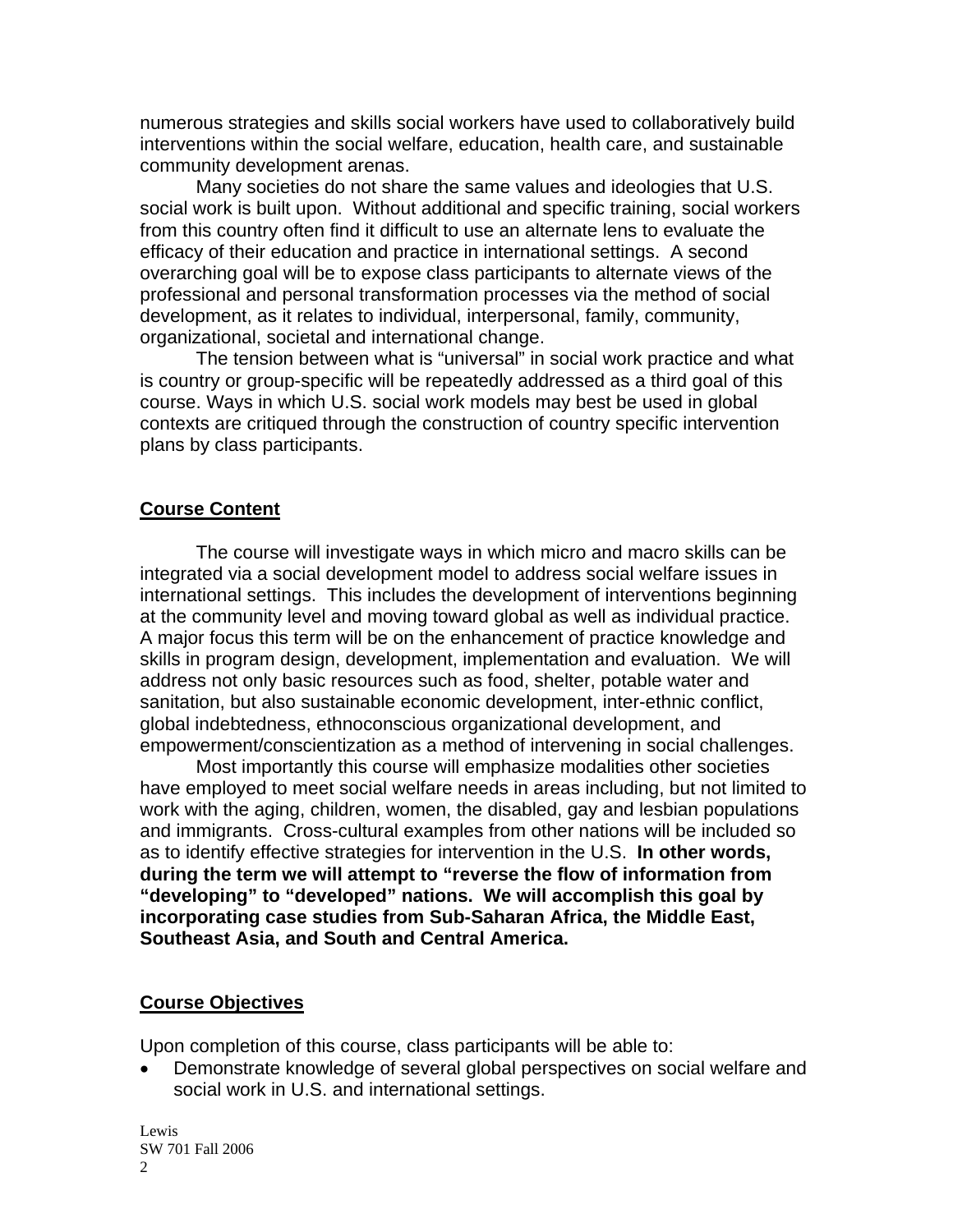numerous strategies and skills social workers have used to collaboratively build interventions within the social welfare, education, health care, and sustainable community development arenas.

Many societies do not share the same values and ideologies that U.S. social work is built upon. Without additional and specific training, social workers from this country often find it difficult to use an alternate lens to evaluate the efficacy of their education and practice in international settings. A second overarching goal will be to expose class participants to alternate views of the professional and personal transformation processes via the method of social development, as it relates to individual, interpersonal, family, community, organizational, societal and international change.

The tension between what is “universal” in social work practice and what is country or group-specific will be repeatedly addressed as a third goal of this course. Ways in which U.S. social work models may best be used in global contexts are critiqued through the construction of country specific intervention plans by class participants.

## Course Content

The course will investigate ways in which micro and macro skills can be integrated via a social development model to address social welfare issues in international settings. This includes the development of interventions beginning at the community level and moving toward global as well as individual practice. A major focus this term will be on the enhancement of practice knowledge and skills in program design, development, implementation and evaluation. We will address not only basic resources such as food, shelter, potable water and sanitation, but also sustainable economic development, inter-ethnic conflict, global indebtedness, ethnoconscious organizational development, and empowerment/conscientization as a method of intervening in social challenges.

Most importantly this course will emphasize modalities other societies have employed to meet social welfare needs in areas including, but not limited to work with the aging, children, women, the disabled, gay and lesbian populations and immigrants. Cross-cultural examples from other nations will be included so as to identify effective strategies for intervention in the U.S. **In other words, during the term we will attempt to “reverse the flow of information from “developing” to “developed” nations. We will accomplish this goal by incorporating case studies from Sub-Saharan Africa, the Middle East, Southeast Asia, and South and Central America.**

## Course Objectives

Upon completion of this course, class participants will be able to:

- Demonstrate knowledge of several global perspectives on social welfare and social work in U.S. and international settings.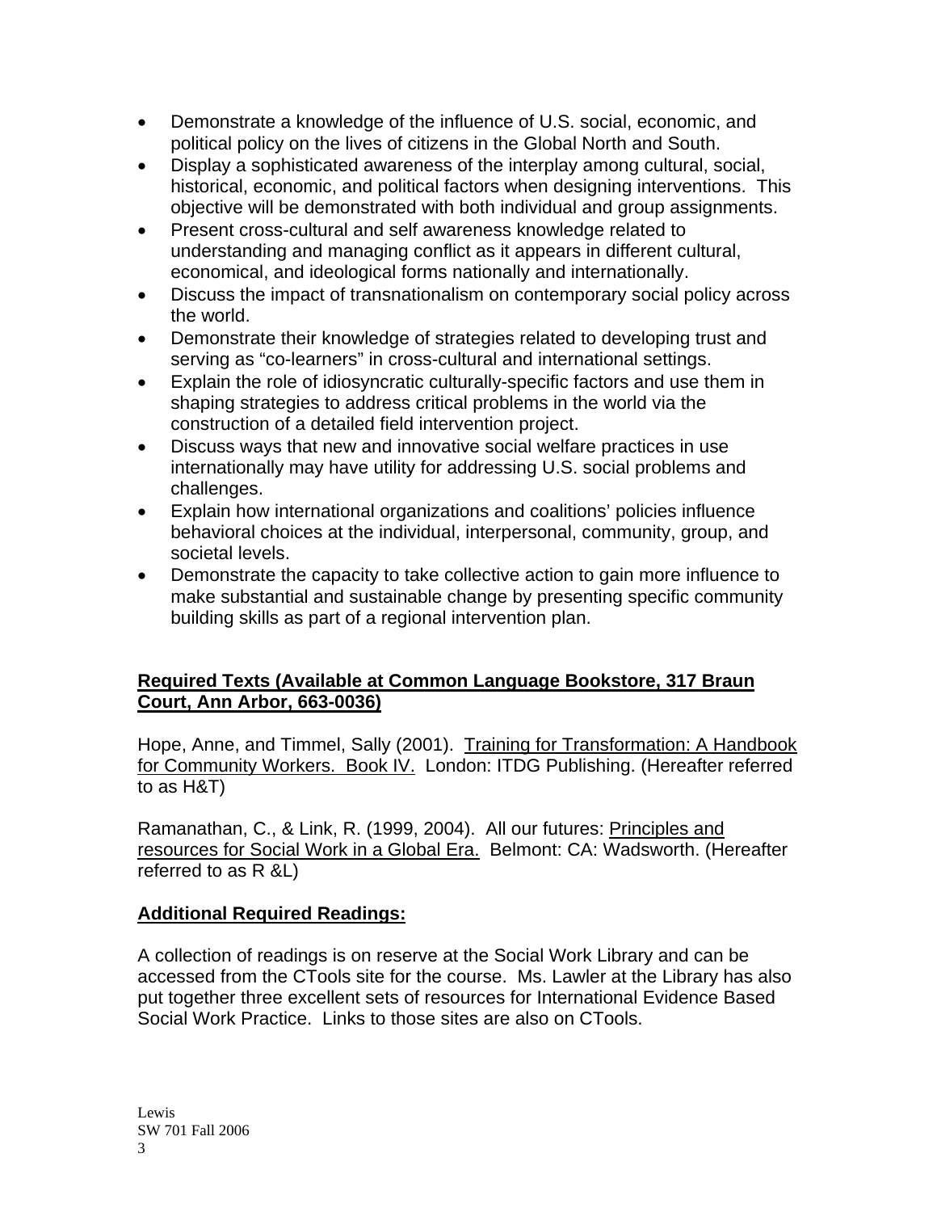- Demonstrate a knowledge of the influence of U.S. social, economic, and political policy on the lives of citizens in the Global North and South.
- Display a sophisticated awareness of the interplay among cultural, social, historical, economic, and political factors when designing interventions. This objective will be demonstrated with both individual and group assignments.
- Present cross-cultural and self awareness knowledge related to understanding and managing conflict as it appears in different cultural, economical, and ideological forms nationally and internationally.
- Discuss the impact of transnationalism on contemporary social policy across the world.
- Demonstrate their knowledge of strategies related to developing trust and serving as “co-learners” in cross-cultural and international settings.
- Explain the role of idiosyncratic culturally-specific factors and use them in shaping strategies to address critical problems in the world via the construction of a detailed field intervention project.
- Discuss ways that new and innovative social welfare practices in use internationally may have utility for addressing U.S. social problems and challenges.
- Explain how international organizations and coalitions’ policies influence behavioral choices at the individual, interpersonal, community, group, and societal levels.
- Demonstrate the capacity to take collective action to gain more influence to make substantial and sustainable change by presenting specific community building skills as part of a regional intervention plan.

**Required Texts (Available at Common Language Bookstore, 317 Braun Court, Ann Arbor, 663-0036)**

Hope, Anne, and Timmel, Sally (2001). Training for Transformation: A Handbook for Community Workers. Book IV. London: ITDG Publishing. (Hereafter referred to as H&T)

Ramanathan, C., & Link, R. (1999, 2004). All our futures: Principles and resources for Social Work in a Global Era. Belmont: CA: Wadsworth. (Hereafter referred to as R &L)

**Additional Required Readings:**

A collection of readings is on reserve at the Social Work Library and can be accessed from the CTools site for the course. Ms. Lawler at the Library has also put together three excellent sets of resources for International Evidence Based Social Work Practice. Links to those sites are also on CTools.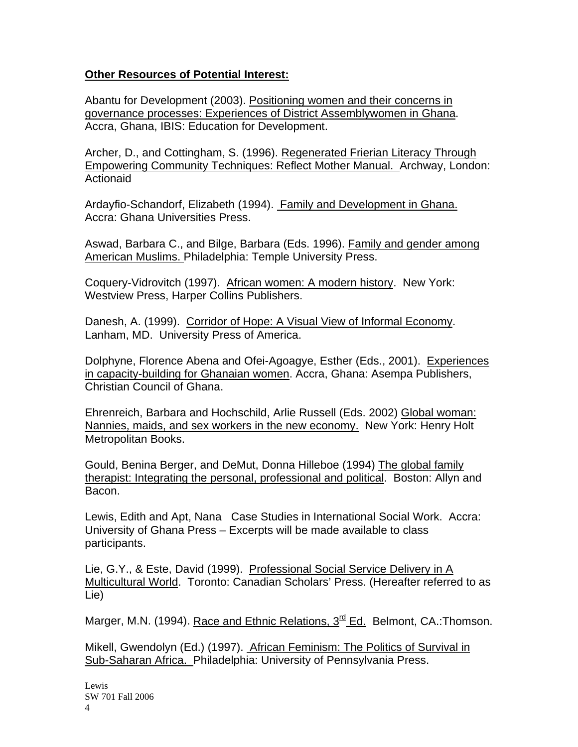**Other Resources of Potential Interest:**

Abantu for Development (2003). Positioning women and their concerns in governance processes: Experiences of District Assemblywomen in Ghana. Accra, Ghana, IBIS: Education for Development.

Archer, D., and Cottingham, S. (1996). Regenerated Frierian Literacy Through Empowering Community Techniques: Reflect Mother Manual. Archway, London: Actionaid

Ardayfio-Schandorf, Elizabeth (1994). Family and Development in Ghana. Accra: Ghana Universities Press.

Aswad, Barbara C., and Bilge, Barbara (Eds. 1996). Family and gender among American Muslims. Philadelphia: Temple University Press.

Coquery-Vidrovitch (1997). African women: A modern history. New York: Westview Press, Harper Collins Publishers.

Danesh, A. (1999). Corridor of Hope: A Visual View of Informal Economy. Lanham, MD. University Press of America.

Dolphyne, Florence Abena and Ofei-Agoagye, Esther (Eds., 2001). Experiences in capacity-building for Ghanaian women. Accra, Ghana: Asempa Publishers, Christian Council of Ghana.

Ehrenreich, Barbara and Hochschild, Arlie Russell (Eds. 2002) Global woman: Nannies, maids, and sex workers in the new economy. New York: Henry Holt Metropolitan Books.

Gould, Benina Berger, and DeMut, Donna Hilleboe (1994) The global family therapist: Integrating the personal, professional and political. Boston: Allyn and Bacon.

Lewis, Edith and Apt, Nana Case Studies in International Social Work. Accra: University of Ghana Press – Excerpts will be made available to class participants.

Lie, G.Y., & Este, David (1999). Professional Social Service Delivery in A Multicultural World. Toronto: Canadian Scholars' Press. (Hereafter referred to as Lie)

Marger, M.N. (1994). Race and Ethnic Relations, 3rd Ed. Belmont, CA.:Thomson.

Mikell, Gwendolyn (Ed.) (1997). African Feminism: The Politics of Survival in Sub-Saharan Africa. Philadelphia: University of Pennsylvania Press.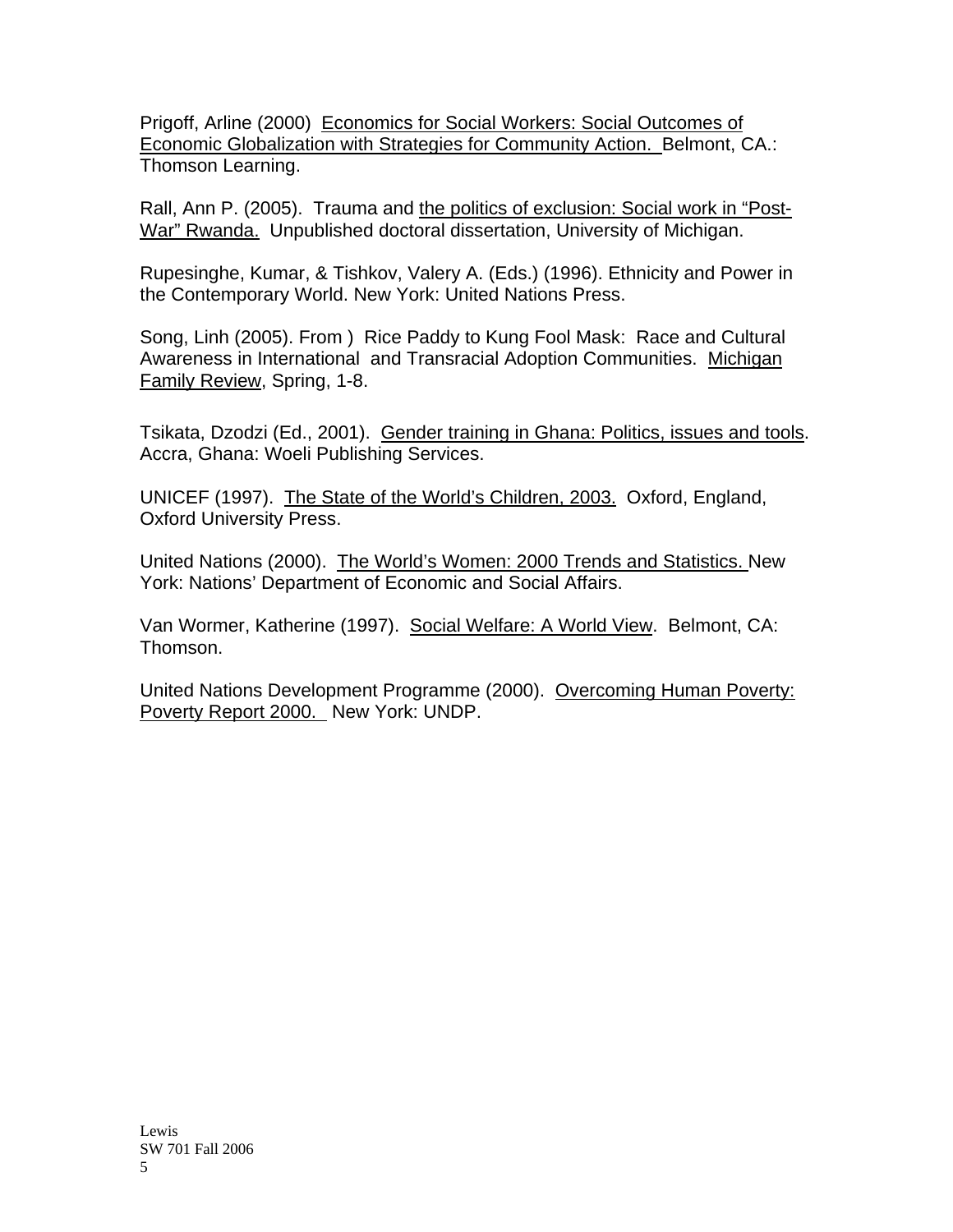Prigoff, Arline (2000) Economics for Social Workers: Social Outcomes of Economic Globalization with Strategies for Community Action. Belmont, CA.: Thomson Learning.

Rall, Ann P. (2005). Trauma and the politics of exclusion: Social work in “Post-War” Rwanda. Unpublished doctoral dissertation, University of Michigan.

Rupesinghe, Kumar, & Tishkov, Valery A. (Eds.) (1996). Ethnicity and Power in the Contemporary World. New York: United Nations Press.

Song, Linh (2005). From ) Rice Paddy to Kung Fool Mask: Race and Cultural Awareness in International and Transracial Adoption Communities. Michigan Family Review, Spring, 1-8.

Tsikata, Dzodzi (Ed., 2001). Gender training in Ghana: Politics, issues and tools. Accra, Ghana: Woeli Publishing Services.

UNICEF (1997). The State of the World’s Children, 2003. Oxford, England, Oxford University Press.

United Nations (2000). The World’s Women: 2000 Trends and Statistics. New York: Nations’ Department of Economic and Social Affairs.

Van Wormer, Katherine (1997). Social Welfare: A World View. Belmont, CA: Thomson.

United Nations Development Programme (2000). Overcoming Human Poverty: Poverty Report 2000. New York: UNDP.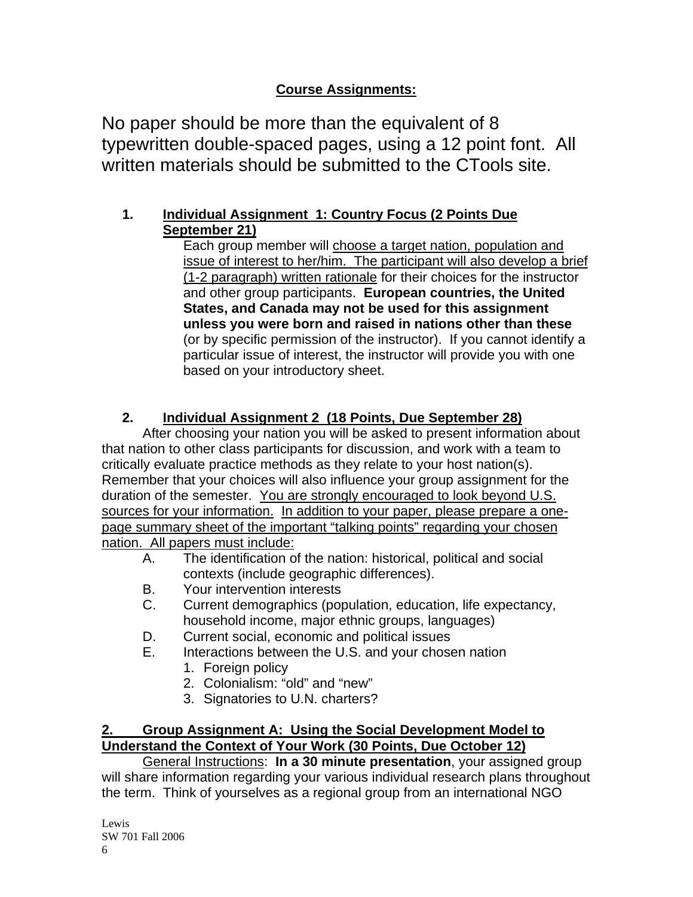## Course Assignments:

No paper should be more than the equivalent of 8 typewritten double-spaced pages, using a 12 point font. All written materials should be submitted to the CTools site.

**1. Individual Assignment 1: Country Focus (2 Points Due September 21)**

Each group member will choose a target nation, population and issue of interest to her/him. The participant will also develop a brief (1-2 paragraph) written rationale for their choices for the instructor and other group participants. **European countries, the United States, and Canada may not be used for this assignment unless you were born and raised in nations other than these** (or by specific permission of the instructor). If you cannot identify a particular issue of interest, the instructor will provide you with one based on your introductory sheet.

**2. Individual Assignment 2 (18 Points, Due September 28)**

After choosing your nation you will be asked to present information about that nation to other class participants for discussion, and work with a team to critically evaluate practice methods as they relate to your host nation(s). Remember that your choices will also influence your group assignment for the duration of the semester. You are strongly encouraged to look beyond U.S. sources for your information. In addition to your paper, please prepare a one-page summary sheet of the important "talking points" regarding your chosen nation. All papers must include:

- A. The identification of the nation: historical, political and social contexts (include geographic differences).
- B. Your intervention interests
- C. Current demographics (population, education, life expectancy, household income, major ethnic groups, languages)
- D. Current social, economic and political issues
- E. Interactions between the U.S. and your chosen nation
  1. Foreign policy
  2. Colonialism: "old" and "new"
  3. Signatories to U.N. charters?

**2. Group Assignment A: Using the Social Development Model to Understand the Context of Your Work (30 Points, Due October 12)**

General Instructions: **In a 30 minute presentation**, your assigned group will share information regarding your various individual research plans throughout the term. Think of yourselves as a regional group from an international NGO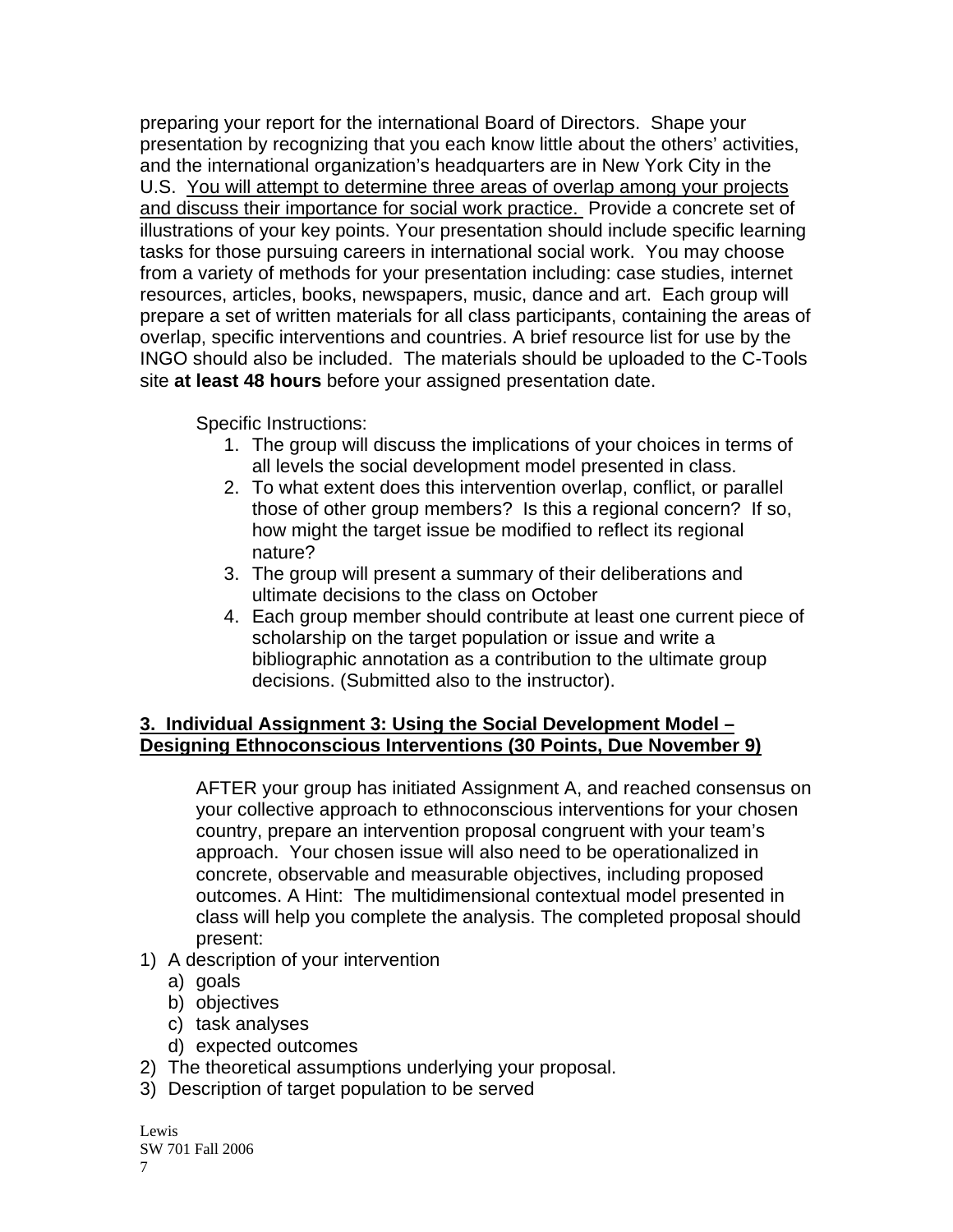preparing your report for the international Board of Directors. Shape your presentation by recognizing that you each know little about the others' activities, and the international organization's headquarters are in New York City in the U.S. <u>You will attempt to determine three areas of overlap among your projects and discuss their importance for social work practice.</u> Provide a concrete set of illustrations of your key points. Your presentation should include specific learning tasks for those pursuing careers in international social work. You may choose from a variety of methods for your presentation including: case studies, internet resources, articles, books, newspapers, music, dance and art. Each group will prepare a set of written materials for all class participants, containing the areas of overlap, specific interventions and countries. A brief resource list for use by the INGO should also be included. The materials should be uploaded to the C-Tools site **at least 48 hours** before your assigned presentation date.

Specific Instructions:

1. The group will discuss the implications of your choices in terms of all levels the social development model presented in class.
2. To what extent does this intervention overlap, conflict, or parallel those of other group members? Is this a regional concern? If so, how might the target issue be modified to reflect its regional nature?
3. The group will present a summary of their deliberations and ultimate decisions to the class on October
4. Each group member should contribute at least one current piece of scholarship on the target population or issue and write a bibliographic annotation as a contribution to the ultimate group decisions. (Submitted also to the instructor).

### <u>3. Individual Assignment 3: Using the Social Development Model – Designing Ethnoconscious Interventions (30 Points, Due November 9)</u>

AFTER your group has initiated Assignment A, and reached consensus on your collective approach to ethnoconscious interventions for your chosen country, prepare an intervention proposal congruent with your team's approach. Your chosen issue will also need to be operationalized in concrete, observable and measurable objectives, including proposed outcomes. A Hint: The multidimensional contextual model presented in class will help you complete the analysis. The completed proposal should present:

1) A description of your intervention
   a) goals
   b) objectives
   c) task analyses
   d) expected outcomes
2) The theoretical assumptions underlying your proposal.
3) Description of target population to be served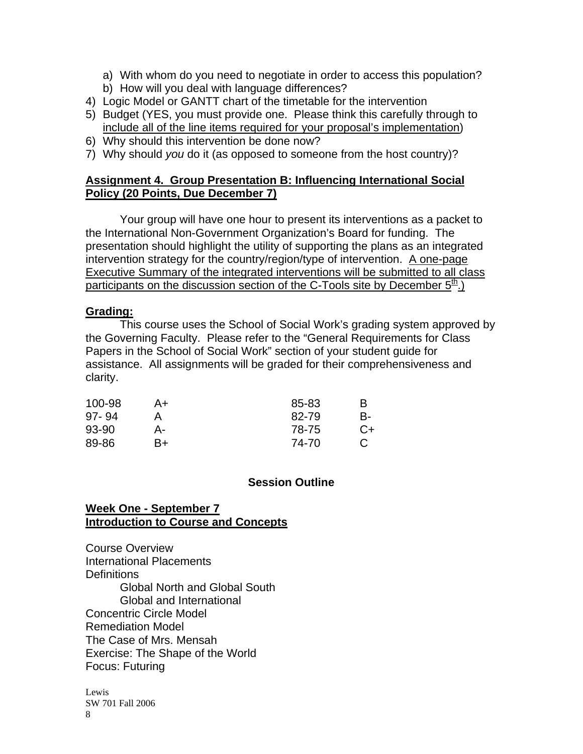a) With whom do you need to negotiate in order to access this population?
   b) How will you deal with language differences?
4) Logic Model or GANTT chart of the timetable for the intervention
5) Budget (YES, you must provide one. Please think this carefully through to <u>include all of the line items required for your proposal's implementation</u>)
6) Why should this intervention be done now?
7) Why should *you* do it (as opposed to someone from the host country)?

**<u>Assignment 4. Group Presentation B: Influencing International Social Policy (20 Points, Due December 7)</u>**

Your group will have one hour to present its interventions as a packet to the International Non-Government Organization's Board for funding. The presentation should highlight the utility of supporting the plans as an integrated intervention strategy for the country/region/type of intervention. <u>A one-page Executive Summary of the integrated interventions will be submitted to all class participants on the discussion section of the C-Tools site by December 5th.)</u>

**<u>Grading:</u>**

This course uses the School of Social Work's grading system approved by the Governing Faculty. Please refer to the "General Requirements for Class Papers in the School of Social Work" section of your student guide for assistance. All assignments will be graded for their comprehensiveness and clarity.

| | | | |
|---|---|---|---|
| 100-98 | A+ | 85-83 | B |
| 97- 94 | A | 82-79 | B- |
| 93-90 | A- | 78-75 | C+ |
| 89-86 | B+ | 74-70 | C |

## Session Outline

**<u>Week One - September 7</u>**
**<u>Introduction to Course and Concepts</u>**

Course Overview
International Placements
Definitions
    Global North and Global South
    Global and International
Concentric Circle Model
Remediation Model
The Case of Mrs. Mensah
Exercise: The Shape of the World
Focus: Futuring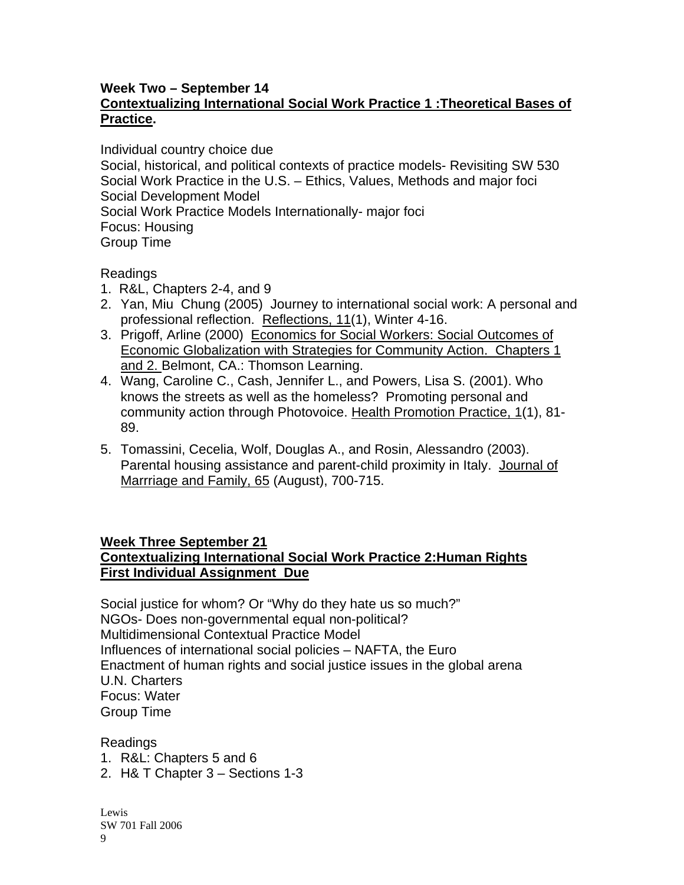**Week Two – September 14**
**<u>Contextualizing International Social Work Practice 1 :Theoretical Bases of Practice</u>.**

Individual country choice due
Social, historical, and political contexts of practice models- Revisiting SW 530
Social Work Practice in the U.S. – Ethics, Values, Methods and major foci
Social Development Model
Social Work Practice Models Internationally- major foci
Focus: Housing
Group Time

Readings

1. R&L, Chapters 2-4, and 9
2. Yan, Miu Chung (2005) Journey to international social work: A personal and professional reflection. <u>Reflections, 11</u>(1), Winter 4-16.
3. Prigoff, Arline (2000) <u>Economics for Social Workers: Social Outcomes of Economic Globalization with Strategies for Community Action. Chapters 1 and 2.</u> Belmont, CA.: Thomson Learning.
4. Wang, Caroline C., Cash, Jennifer L., and Powers, Lisa S. (2001). Who knows the streets as well as the homeless? Promoting personal and community action through Photovoice. <u>Health Promotion Practice, 1</u>(1), 81-89.
5. Tomassini, Cecelia, Wolf, Douglas A., and Rosin, Alessandro (2003). Parental housing assistance and parent-child proximity in Italy. <u>Journal of Marrriage and Family, 65</u> (August), 700-715.

**<u>Week Three September 21</u>**
**<u>Contextualizing International Social Work Practice 2:Human Rights</u>**
**<u>First Individual Assignment Due</u>**

Social justice for whom? Or "Why do they hate us so much?"
NGOs- Does non-governmental equal non-political?
Multidimensional Contextual Practice Model
Influences of international social policies – NAFTA, the Euro
Enactment of human rights and social justice issues in the global arena
U.N. Charters
Focus: Water
Group Time

Readings

1. R&L: Chapters 5 and 6
2. H& T Chapter 3 – Sections 1-3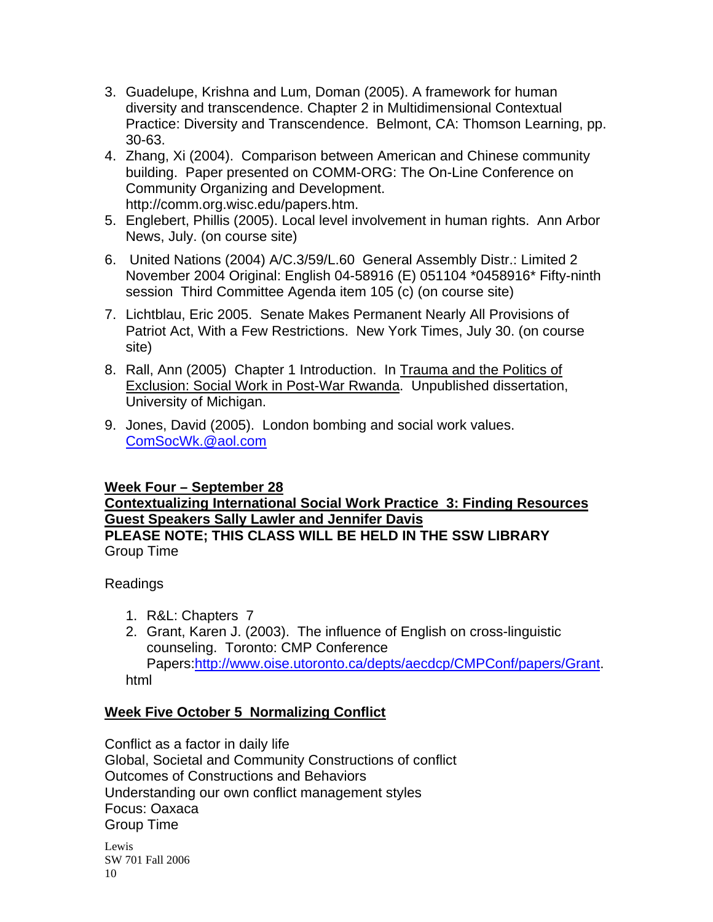3. Guadelupe, Krishna and Lum, Doman (2005). A framework for human diversity and transcendence. Chapter 2 in Multidimensional Contextual Practice: Diversity and Transcendence. Belmont, CA: Thomson Learning, pp. 30-63.
4. Zhang, Xi (2004). Comparison between American and Chinese community building. Paper presented on COMM-ORG: The On-Line Conference on Community Organizing and Development. http://comm.org.wisc.edu/papers.htm.
5. Englebert, Phillis (2005). Local level involvement in human rights. Ann Arbor News, July. (on course site)
6. United Nations (2004) A/C.3/59/L.60 General Assembly Distr.: Limited 2 November 2004 Original: English 04-58916 (E) 051104 *0458916* Fifty-ninth session Third Committee Agenda item 105 (c) (on course site)
7. Lichtblau, Eric 2005. Senate Makes Permanent Nearly All Provisions of Patriot Act, With a Few Restrictions. New York Times, July 30. (on course site)
8. Rall, Ann (2005) Chapter 1 Introduction. In Trauma and the Politics of Exclusion: Social Work in Post-War Rwanda. Unpublished dissertation, University of Michigan.
9. Jones, David (2005). London bombing and social work values. ComSocWk.@aol.com

**Week Four – September 28**
**Contextualizing International Social Work Practice 3: Finding Resources**
**Guest Speakers Sally Lawler and Jennifer Davis**
**PLEASE NOTE; THIS CLASS WILL BE HELD IN THE SSW LIBRARY**
Group Time

Readings

1. R&L: Chapters 7
2. Grant, Karen J. (2003). The influence of English on cross-linguistic counseling. Toronto: CMP Conference Papers:http://www.oise.utoronto.ca/depts/aecdcp/CMPConf/papers/Grant.html

**Week Five October 5 Normalizing Conflict**

Conflict as a factor in daily life
Global, Societal and Community Constructions of conflict
Outcomes of Constructions and Behaviors
Understanding our own conflict management styles
Focus: Oaxaca
Group Time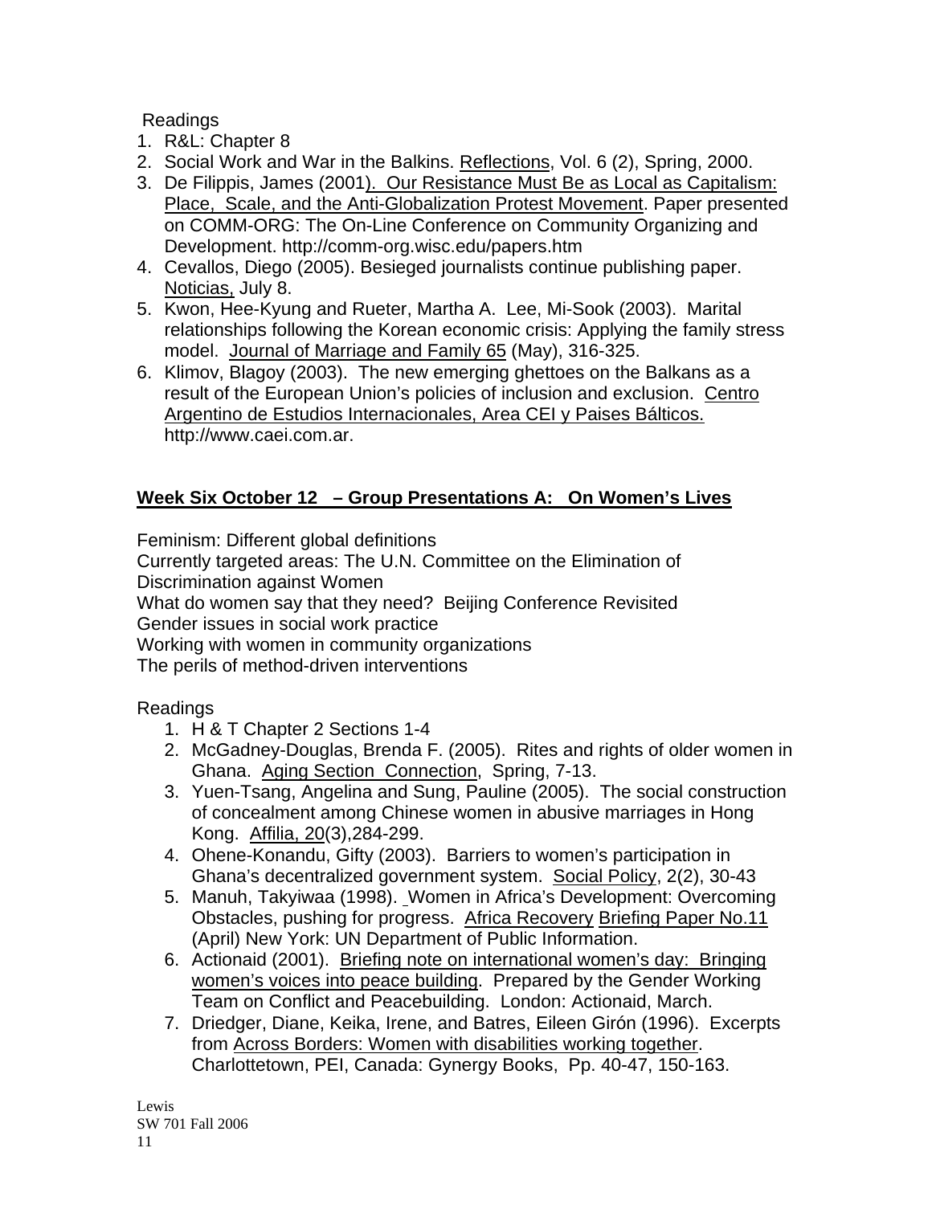Readings

1. R&L: Chapter 8
2. Social Work and War in the Balkins. Reflections, Vol. 6 (2), Spring, 2000.
3. De Filippis, James (2001). Our Resistance Must Be as Local as Capitalism: Place, Scale, and the Anti-Globalization Protest Movement. Paper presented on COMM-ORG: The On-Line Conference on Community Organizing and Development. http://comm-org.wisc.edu/papers.htm
4. Cevallos, Diego (2005). Besieged journalists continue publishing paper. Noticias, July 8.
5. Kwon, Hee-Kyung and Rueter, Martha A. Lee, Mi-Sook (2003). Marital relationships following the Korean economic crisis: Applying the family stress model. Journal of Marriage and Family 65 (May), 316-325.
6. Klimov, Blagoy (2003). The new emerging ghettoes on the Balkans as a result of the European Union's policies of inclusion and exclusion. Centro Argentino de Estudios Internacionales, Area CEI y Paises Bálticos. http://www.caei.com.ar.

**Week Six October 12 – Group Presentations A: On Women's Lives**

Feminism: Different global definitions
Currently targeted areas: The U.N. Committee on the Elimination of Discrimination against Women
What do women say that they need? Beijing Conference Revisited
Gender issues in social work practice
Working with women in community organizations
The perils of method-driven interventions

Readings

1. H & T Chapter 2 Sections 1-4
2. McGadney-Douglas, Brenda F. (2005). Rites and rights of older women in Ghana. Aging Section Connection, Spring, 7-13.
3. Yuen-Tsang, Angelina and Sung, Pauline (2005). The social construction of concealment among Chinese women in abusive marriages in Hong Kong. Affilia, 20(3),284-299.
4. Ohene-Konandu, Gifty (2003). Barriers to women's participation in Ghana's decentralized government system. Social Policy, 2(2), 30-43
5. Manuh, Takyiwaa (1998). Women in Africa's Development: Overcoming Obstacles, pushing for progress. Africa Recovery Briefing Paper No.11 (April) New York: UN Department of Public Information.
6. Actionaid (2001). Briefing note on international women's day: Bringing women's voices into peace building. Prepared by the Gender Working Team on Conflict and Peacebuilding. London: Actionaid, March.
7. Driedger, Diane, Keika, Irene, and Batres, Eileen Girón (1996). Excerpts from Across Borders: Women with disabilities working together. Charlottetown, PEI, Canada: Gynergy Books, Pp. 40-47, 150-163.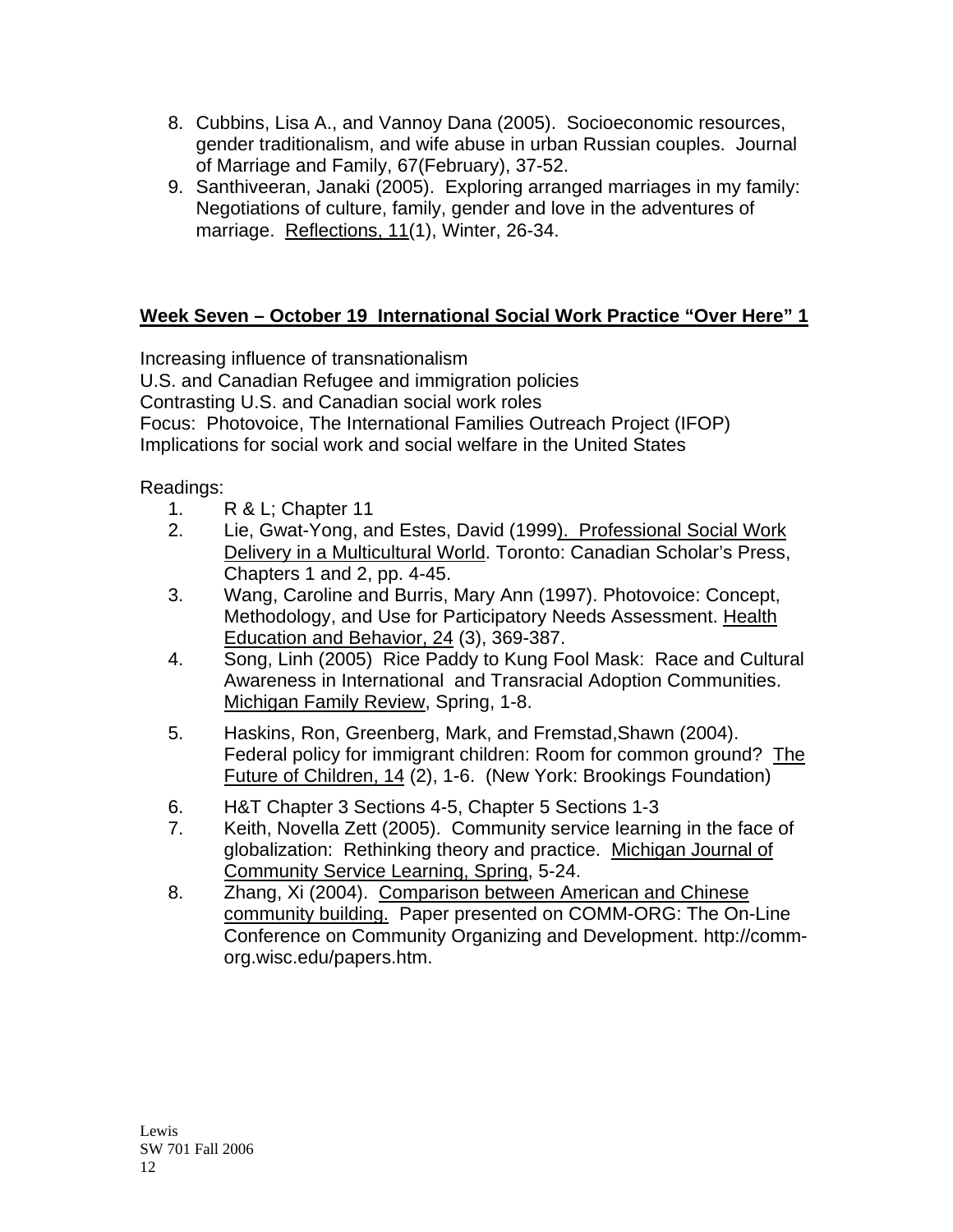8. Cubbins, Lisa A., and Vannoy Dana (2005). Socioeconomic resources, gender traditionalism, and wife abuse in urban Russian couples. Journal of Marriage and Family, 67(February), 37-52.
9. Santhiveeran, Janaki (2005). Exploring arranged marriages in my family: Negotiations of culture, family, gender and love in the adventures of marriage. Reflections, 11(1), Winter, 26-34.

## Week Seven – October 19 International Social Work Practice "Over Here" 1

Increasing influence of transnationalism
U.S. and Canadian Refugee and immigration policies
Contrasting U.S. and Canadian social work roles
Focus: Photovoice, The International Families Outreach Project (IFOP)
Implications for social work and social welfare in the United States

Readings:

1. R & L; Chapter 11
2. Lie, Gwat-Yong, and Estes, David (1999). Professional Social Work Delivery in a Multicultural World. Toronto: Canadian Scholar's Press, Chapters 1 and 2, pp. 4-45.
3. Wang, Caroline and Burris, Mary Ann (1997). Photovoice: Concept, Methodology, and Use for Participatory Needs Assessment. Health Education and Behavior, 24 (3), 369-387.
4. Song, Linh (2005) Rice Paddy to Kung Fool Mask: Race and Cultural Awareness in International and Transracial Adoption Communities. Michigan Family Review, Spring, 1-8.
5. Haskins, Ron, Greenberg, Mark, and Fremstad,Shawn (2004). Federal policy for immigrant children: Room for common ground? The Future of Children, 14 (2), 1-6. (New York: Brookings Foundation)
6. H&T Chapter 3 Sections 4-5, Chapter 5 Sections 1-3
7. Keith, Novella Zett (2005). Community service learning in the face of globalization: Rethinking theory and practice. Michigan Journal of Community Service Learning, Spring, 5-24.
8. Zhang, Xi (2004). Comparison between American and Chinese community building. Paper presented on COMM-ORG: The On-Line Conference on Community Organizing and Development. http://comm-org.wisc.edu/papers.htm.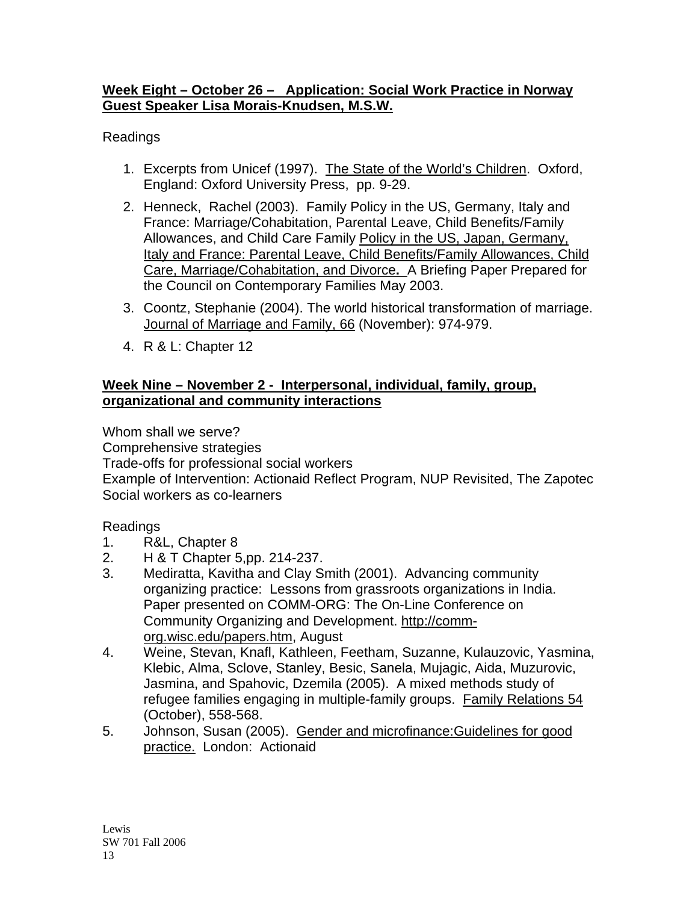**<u>Week Eight – October 26 – Application: Social Work Practice in Norway</u>**
**<u>Guest Speaker Lisa Morais-Knudsen, M.S.W.</u>**

Readings

1. Excerpts from Unicef (1997). <u>The State of the World's Children</u>. Oxford, England: Oxford University Press, pp. 9-29.
2. Henneck, Rachel (2003). Family Policy in the US, Germany, Italy and France: Marriage/Cohabitation, Parental Leave, Child Benefits/Family Allowances, and Child Care Family <u>Policy in the US, Japan, Germany, Italy and France: Parental Leave, Child Benefits/Family Allowances, Child Care, Marriage/Cohabitation, and Divorce</u>**.** A Briefing Paper Prepared for the Council on Contemporary Families May 2003.
3. Coontz, Stephanie (2004). The world historical transformation of marriage. <u>Journal of Marriage and Family, 66</u> (November): 974-979.
4. R & L: Chapter 12

**<u>Week Nine – November 2 - Interpersonal, individual, family, group, organizational and community interactions</u>**

Whom shall we serve?
Comprehensive strategies
Trade-offs for professional social workers
Example of Intervention: Actionaid Reflect Program, NUP Revisited, The Zapotec
Social workers as co-learners

Readings

1. R&L, Chapter 8
2. H & T Chapter 5,pp. 214-237.
3. Mediratta, Kavitha and Clay Smith (2001). Advancing community organizing practice: Lessons from grassroots organizations in India. Paper presented on COMM-ORG: The On-Line Conference on Community Organizing and Development. <u>http://comm-org.wisc.edu/papers.htm</u>, August
4. Weine, Stevan, Knafl, Kathleen, Feetham, Suzanne, Kulauzovic, Yasmina, Klebic, Alma, Sclove, Stanley, Besic, Sanela, Mujagic, Aida, Muzurovic, Jasmina, and Spahovic, Dzemila (2005). A mixed methods study of refugee families engaging in multiple-family groups. <u>Family Relations 54</u> (October), 558-568.
5. Johnson, Susan (2005). <u>Gender and microfinance:Guidelines for good practice.</u> London: Actionaid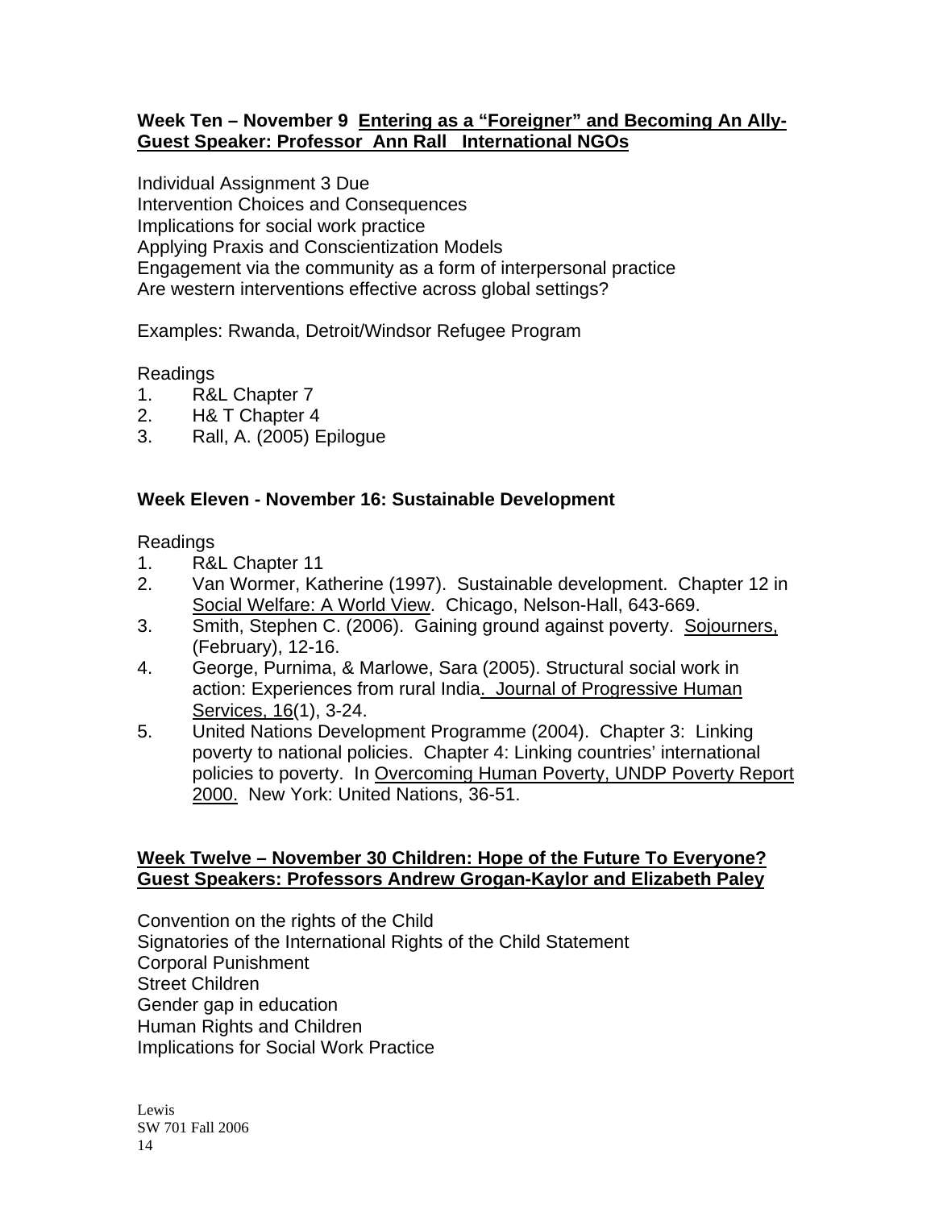**Week Ten – November 9 Entering as a "Foreigner" and Becoming An Ally- Guest Speaker: Professor Ann Rall International NGOs**

Individual Assignment 3 Due
Intervention Choices and Consequences
Implications for social work practice
Applying Praxis and Conscientization Models
Engagement via the community as a form of interpersonal practice
Are western interventions effective across global settings?

Examples: Rwanda, Detroit/Windsor Refugee Program

Readings

1. R&L Chapter 7
2. H& T Chapter 4
3. Rall, A. (2005) Epilogue

**Week Eleven - November 16: Sustainable Development**

Readings

1. R&L Chapter 11
2. Van Wormer, Katherine (1997). Sustainable development. Chapter 12 in Social Welfare: A World View. Chicago, Nelson-Hall, 643-669.
3. Smith, Stephen C. (2006). Gaining ground against poverty. Sojourners, (February), 12-16.
4. George, Purnima, & Marlowe, Sara (2005). Structural social work in action: Experiences from rural India. Journal of Progressive Human Services, 16(1), 3-24.
5. United Nations Development Programme (2004). Chapter 3: Linking poverty to national policies. Chapter 4: Linking countries' international policies to poverty. In Overcoming Human Poverty, UNDP Poverty Report 2000. New York: United Nations, 36-51.

**Week Twelve – November 30 Children: Hope of the Future To Everyone? Guest Speakers: Professors Andrew Grogan-Kaylor and Elizabeth Paley**

Convention on the rights of the Child
Signatories of the International Rights of the Child Statement
Corporal Punishment
Street Children
Gender gap in education
Human Rights and Children
Implications for Social Work Practice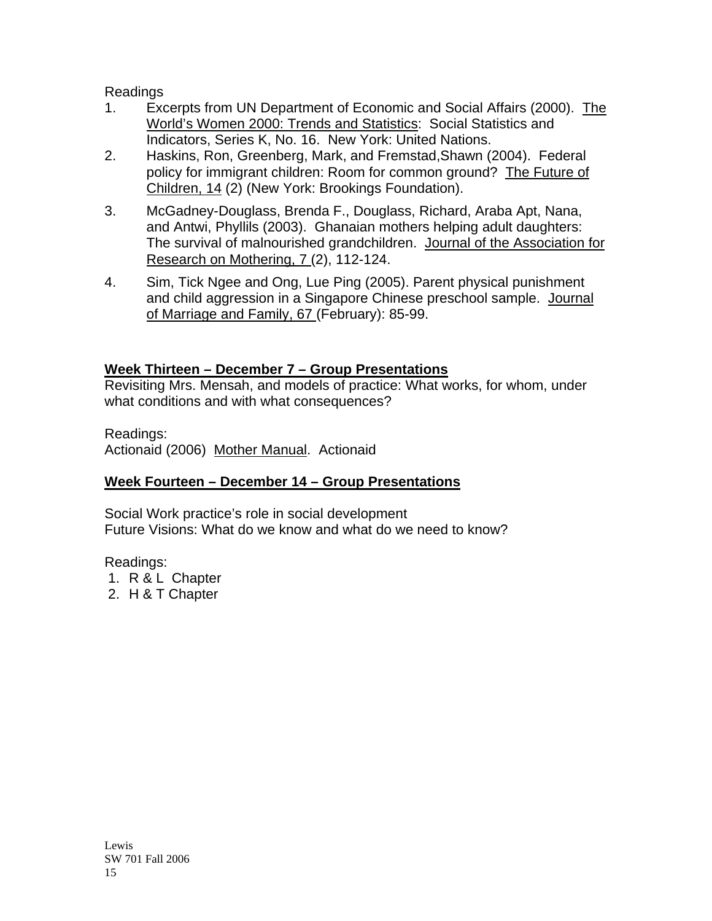Readings

1. Excerpts from UN Department of Economic and Social Affairs (2000). The World's Women 2000: Trends and Statistics: Social Statistics and Indicators, Series K, No. 16. New York: United Nations.
2. Haskins, Ron, Greenberg, Mark, and Fremstad,Shawn (2004). Federal policy for immigrant children: Room for common ground? The Future of Children, 14 (2) (New York: Brookings Foundation).
3. McGadney-Douglass, Brenda F., Douglass, Richard, Araba Apt, Nana, and Antwi, Phyllils (2003). Ghanaian mothers helping adult daughters: The survival of malnourished grandchildren. Journal of the Association for Research on Mothering, 7 (2), 112-124.
4. Sim, Tick Ngee and Ong, Lue Ping (2005). Parent physical punishment and child aggression in a Singapore Chinese preschool sample. Journal of Marriage and Family, 67 (February): 85-99.

**Week Thirteen – December 7 – Group Presentations**

Revisiting Mrs. Mensah, and models of practice: What works, for whom, under what conditions and with what consequences?

Readings:
Actionaid (2006) Mother Manual. Actionaid

**Week Fourteen – December 14 – Group Presentations**

Social Work practice's role in social development
Future Visions: What do we know and what do we need to know?

Readings:

1. R & L Chapter
2. H & T Chapter